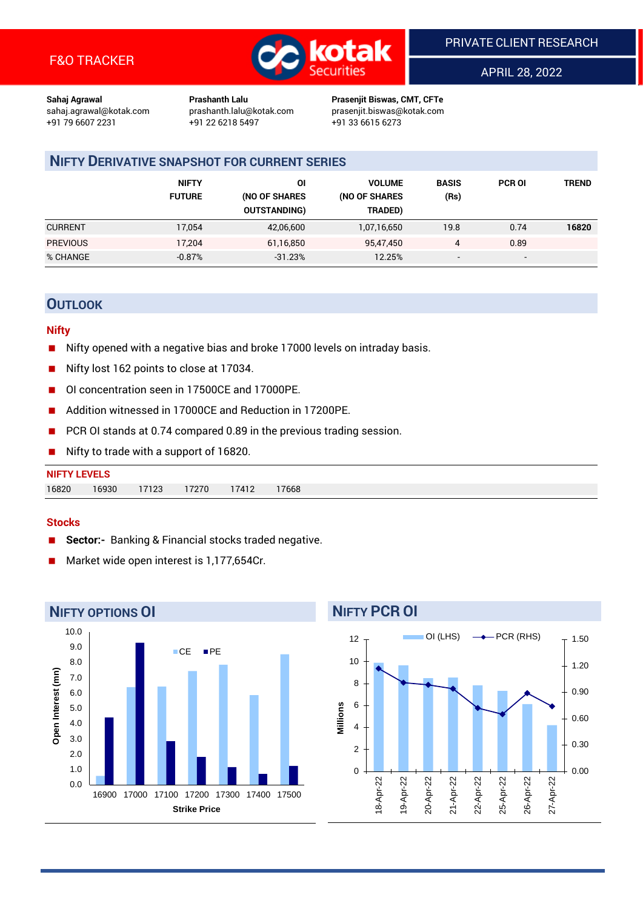F&O TRACKER

PRIVATE CLIENT RESEARCH

APRIL 28, 2022

**Sahaj Agrawal**
sahaj.agrawal@kotak.com
+91 79 6607 2231

**Prashanth Lalu**
prashanth.lalu@kotak.com
+91 22 6218 5497

**Prasenjit Biswas, CMT, CFTe**
prasenjit.biswas@kotak.com
+91 33 6615 6273

## NIFTY DERIVATIVE SNAPSHOT FOR CURRENT SERIES

| | NIFTY FUTURE | OI (NO OF SHARES OUTSTANDING) | VOLUME (NO OF SHARES TRADED) | BASIS (Rs) | PCR OI | TREND |
|---|---|---|---|---|---|---|
| CURRENT | 17,054 | 42,06,600 | 1,07,16,650 | 19.8 | 0.74 | **16820** |
| PREVIOUS | 17,204 | 61,16,850 | 95,47,450 | 4 | 0.89 | |
| % CHANGE | -0.87% | -31.23% | 12.25% | - | - | |

## OUTLOOK

### Nifty

- Nifty opened with a negative bias and broke 17000 levels on intraday basis.
- Nifty lost 162 points to close at 17034.
- OI concentration seen in 17500CE and 17000PE.
- Addition witnessed in 17000CE and Reduction in 17200PE.
- PCR OI stands at 0.74 compared 0.89 in the previous trading session.
- Nifty to trade with a support of 16820.

**NIFTY LEVELS**

| | | | | | |
|---|---|---|---|---|---|
| 16820 | 16930 | 17123 | 17270 | 17412 | 17668 |

### Stocks

- **Sector:-** Banking & Financial stocks traded negative.
- Market wide open interest is 1,177,654Cr.

## NIFTY OPTIONS OI

Open Interest (mn)
10.0
9.0
8.0
7.0
6.0
5.0
4.0
3.0
2.0
1.0
0.0

CE PE

16900 17000 17100 17200 17300 17400 17500

Strike Price

## NIFTY PCR OI

OI (LHS) PCR (RHS)

Millions

12
10
8
6
4
2
0

1.50
1.20
0.90
0.60
0.30
0.00

18-Apr-22 19-Apr-22 20-Apr-22 21-Apr-22 22-Apr-22 25-Apr-22 26-Apr-22 27-Apr-22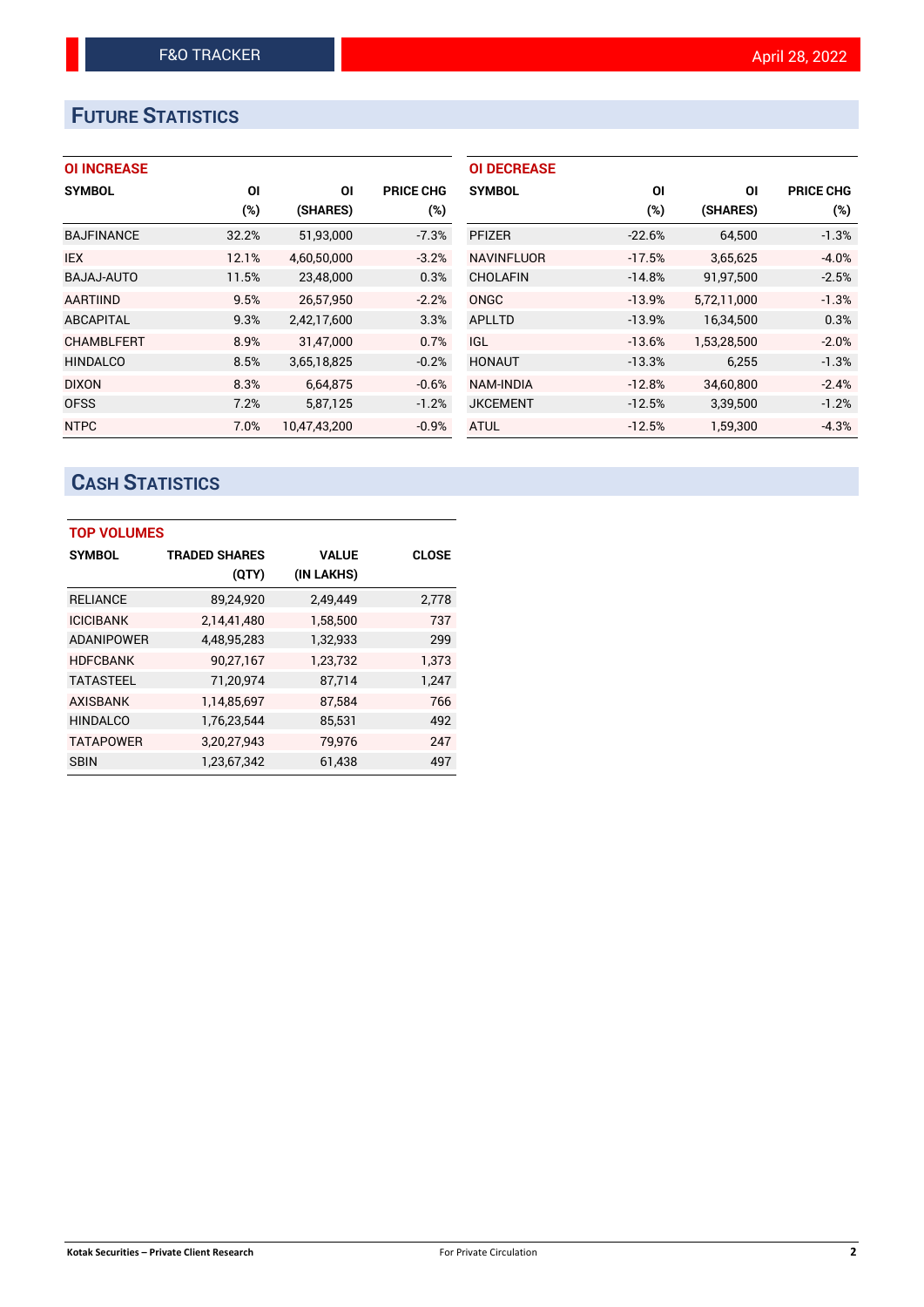# Future Statistics

### OI INCREASE

| SYMBOL | OI (%) | OI (SHARES) | PRICE CHG (%) |
|---|---|---|---|
| BAJFINANCE | 32.2% | 51,93,000 | -7.3% |
| IEX | 12.1% | 4,60,50,000 | -3.2% |
| BAJAJ-AUTO | 11.5% | 23,48,000 | 0.3% |
| AARTIIND | 9.5% | 26,57,950 | -2.2% |
| ABCAPITAL | 9.3% | 2,42,17,600 | 3.3% |
| CHAMBLFERT | 8.9% | 31,47,000 | 0.7% |
| HINDALCO | 8.5% | 3,65,18,825 | -0.2% |
| DIXON | 8.3% | 6,64,875 | -0.6% |
| OFSS | 7.2% | 5,87,125 | -1.2% |
| NTPC | 7.0% | 10,47,43,200 | -0.9% |

### OI DECREASE

| SYMBOL | OI (%) | OI (SHARES) | PRICE CHG (%) |
|---|---|---|---|
| PFIZER | -22.6% | 64,500 | -1.3% |
| NAVINFLUOR | -17.5% | 3,65,625 | -4.0% |
| CHOLAFIN | -14.8% | 91,97,500 | -2.5% |
| ONGC | -13.9% | 5,72,11,000 | -1.3% |
| APLLTD | -13.9% | 16,34,500 | 0.3% |
| IGL | -13.6% | 1,53,28,500 | -2.0% |
| HONAUT | -13.3% | 6,255 | -1.3% |
| NAM-INDIA | -12.8% | 34,60,800 | -2.4% |
| JKCEMENT | -12.5% | 3,39,500 | -1.2% |
| ATUL | -12.5% | 1,59,300 | -4.3% |

# Cash Statistics

### TOP VOLUMES

| SYMBOL | TRADED SHARES (QTY) | VALUE (IN LAKHS) | CLOSE |
|---|---|---|---|
| RELIANCE | 89,24,920 | 2,49,449 | 2,778 |
| ICICIBANK | 2,14,41,480 | 1,58,500 | 737 |
| ADANIPOWER | 4,48,95,283 | 1,32,933 | 299 |
| HDFCBANK | 90,27,167 | 1,23,732 | 1,373 |
| TATASTEEL | 71,20,974 | 87,714 | 1,247 |
| AXISBANK | 1,14,85,697 | 87,584 | 766 |
| HINDALCO | 1,76,23,544 | 85,531 | 492 |
| TATAPOWER | 3,20,27,943 | 79,976 | 247 |
| SBIN | 1,23,67,342 | 61,438 | 497 |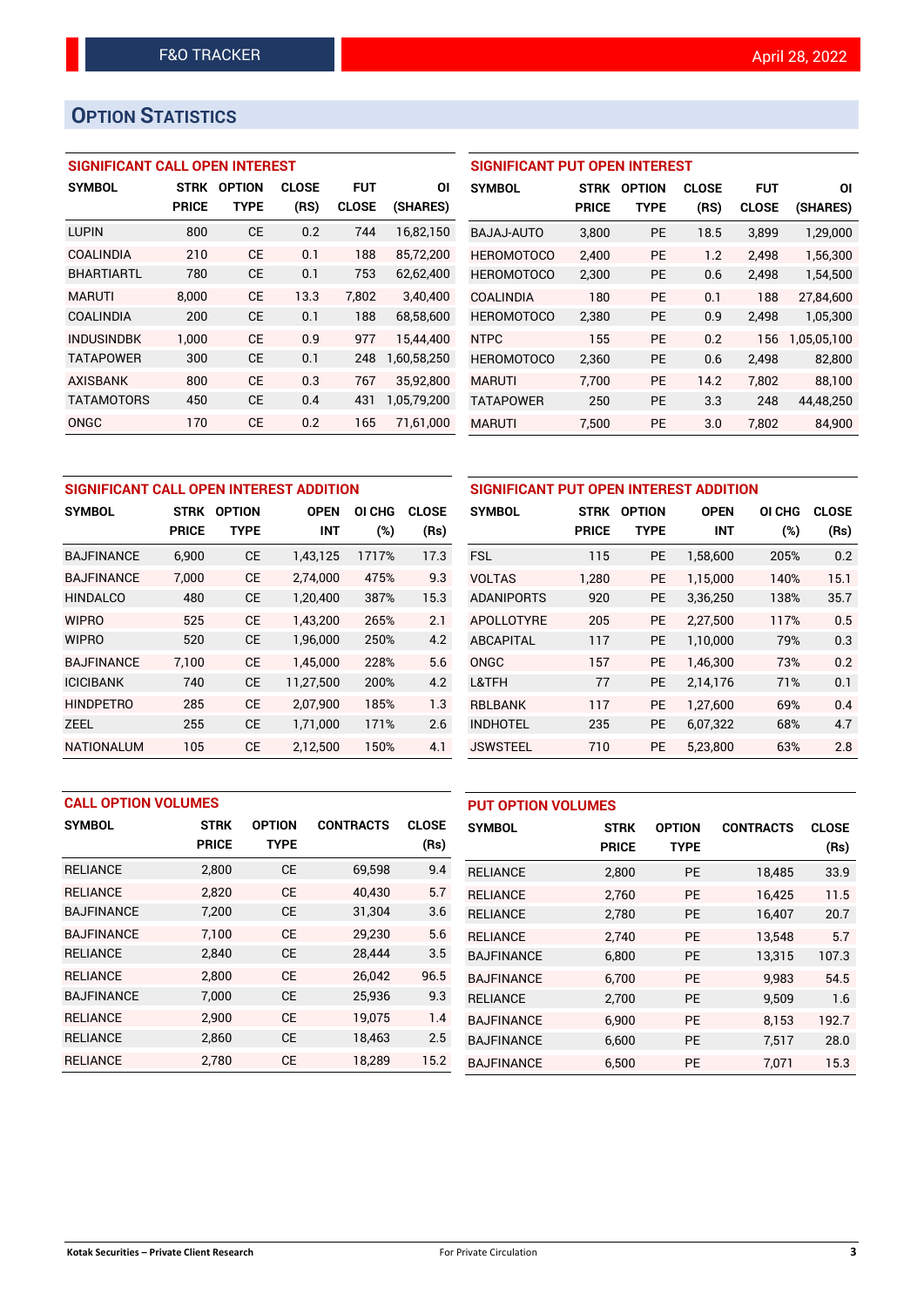# OPTION STATISTICS

## SIGNIFICANT CALL OPEN INTEREST

| SYMBOL | STRK PRICE | OPTION TYPE | CLOSE (RS) | FUT CLOSE | OI (SHARES) |
|---|---|---|---|---|---|
| LUPIN | 800 | CE | 0.2 | 744 | 16,82,150 |
| COALINDIA | 210 | CE | 0.1 | 188 | 85,72,200 |
| BHARTIARTL | 780 | CE | 0.1 | 753 | 62,62,400 |
| MARUTI | 8,000 | CE | 13.3 | 7,802 | 3,40,400 |
| COALINDIA | 200 | CE | 0.1 | 188 | 68,58,600 |
| INDUSINDBK | 1,000 | CE | 0.9 | 977 | 15,44,400 |
| TATAPOWER | 300 | CE | 0.1 | 248 | 1,60,58,250 |
| AXISBANK | 800 | CE | 0.3 | 767 | 35,92,800 |
| TATAMOTORS | 450 | CE | 0.4 | 431 | 1,05,79,200 |
| ONGC | 170 | CE | 0.2 | 165 | 71,61,000 |

## SIGNIFICANT PUT OPEN INTEREST

| SYMBOL | STRK PRICE | OPTION TYPE | CLOSE (RS) | FUT CLOSE | OI (SHARES) |
|---|---|---|---|---|---|
| BAJAJ-AUTO | 3,800 | PE | 18.5 | 3,899 | 1,29,000 |
| HEROMOTOCO | 2,400 | PE | 1.2 | 2,498 | 1,56,300 |
| HEROMOTOCO | 2,300 | PE | 0.6 | 2,498 | 1,54,500 |
| COALINDIA | 180 | PE | 0.1 | 188 | 27,84,600 |
| HEROMOTOCO | 2,380 | PE | 0.9 | 2,498 | 1,05,300 |
| NTPC | 155 | PE | 0.2 | 156 | 1,05,05,100 |
| HEROMOTOCO | 2,360 | PE | 0.6 | 2,498 | 82,800 |
| MARUTI | 7,700 | PE | 14.2 | 7,802 | 88,100 |
| TATAPOWER | 250 | PE | 3.3 | 248 | 44,48,250 |
| MARUTI | 7,500 | PE | 3.0 | 7,802 | 84,900 |

## SIGNIFICANT CALL OPEN INTEREST ADDITION

| SYMBOL | STRK PRICE | OPTION TYPE | OPEN INT | OI CHG (%) | CLOSE (Rs) |
|---|---|---|---|---|---|
| BAJFINANCE | 6,900 | CE | 1,43,125 | 1717% | 17.3 |
| BAJFINANCE | 7,000 | CE | 2,74,000 | 475% | 9.3 |
| HINDALCO | 480 | CE | 1,20,400 | 387% | 15.3 |
| WIPRO | 525 | CE | 1,43,200 | 265% | 2.1 |
| WIPRO | 520 | CE | 1,96,000 | 250% | 4.2 |
| BAJFINANCE | 7,100 | CE | 1,45,000 | 228% | 5.6 |
| ICICIBANK | 740 | CE | 11,27,500 | 200% | 4.2 |
| HINDPETRO | 285 | CE | 2,07,900 | 185% | 1.3 |
| ZEEL | 255 | CE | 1,71,000 | 171% | 2.6 |
| NATIONALUM | 105 | CE | 2,12,500 | 150% | 4.1 |

## SIGNIFICANT PUT OPEN INTEREST ADDITION

| SYMBOL | STRK PRICE | OPTION TYPE | OPEN INT | OI CHG (%) | CLOSE (Rs) |
|---|---|---|---|---|---|
| FSL | 115 | PE | 1,58,600 | 205% | 0.2 |
| VOLTAS | 1,280 | PE | 1,15,000 | 140% | 15.1 |
| ADANIPORTS | 920 | PE | 3,36,250 | 138% | 35.7 |
| APOLLOTYRE | 205 | PE | 2,27,500 | 117% | 0.5 |
| ABCAPITAL | 117 | PE | 1,10,000 | 79% | 0.3 |
| ONGC | 157 | PE | 1,46,300 | 73% | 0.2 |
| L&TFH | 77 | PE | 2,14,176 | 71% | 0.1 |
| RBLBANK | 117 | PE | 1,27,600 | 69% | 0.4 |
| INDHOTEL | 235 | PE | 6,07,322 | 68% | 4.7 |
| JSWSTEEL | 710 | PE | 5,23,800 | 63% | 2.8 |

## CALL OPTION VOLUMES

| SYMBOL | STRK PRICE | OPTION TYPE | CONTRACTS | CLOSE (Rs) |
|---|---|---|---|---|
| RELIANCE | 2,800 | CE | 69,598 | 9.4 |
| RELIANCE | 2,820 | CE | 40,430 | 5.7 |
| BAJFINANCE | 7,200 | CE | 31,304 | 3.6 |
| BAJFINANCE | 7,100 | CE | 29,230 | 5.6 |
| RELIANCE | 2,840 | CE | 28,444 | 3.5 |
| RELIANCE | 2,800 | CE | 26,042 | 96.5 |
| BAJFINANCE | 7,000 | CE | 25,936 | 9.3 |
| RELIANCE | 2,900 | CE | 19,075 | 1.4 |
| RELIANCE | 2,860 | CE | 18,463 | 2.5 |
| RELIANCE | 2,780 | CE | 18,289 | 15.2 |

## PUT OPTION VOLUMES

| SYMBOL | STRK PRICE | OPTION TYPE | CONTRACTS | CLOSE (Rs) |
|---|---|---|---|---|
| RELIANCE | 2,800 | PE | 18,485 | 33.9 |
| RELIANCE | 2,760 | PE | 16,425 | 11.5 |
| RELIANCE | 2,780 | PE | 16,407 | 20.7 |
| RELIANCE | 2,740 | PE | 13,548 | 5.7 |
| BAJFINANCE | 6,800 | PE | 13,315 | 107.3 |
| BAJFINANCE | 6,700 | PE | 9,983 | 54.5 |
| RELIANCE | 2,700 | PE | 9,509 | 1.6 |
| BAJFINANCE | 6,900 | PE | 8,153 | 192.7 |
| BAJFINANCE | 6,600 | PE | 7,517 | 28.0 |
| BAJFINANCE | 6,500 | PE | 7,071 | 15.3 |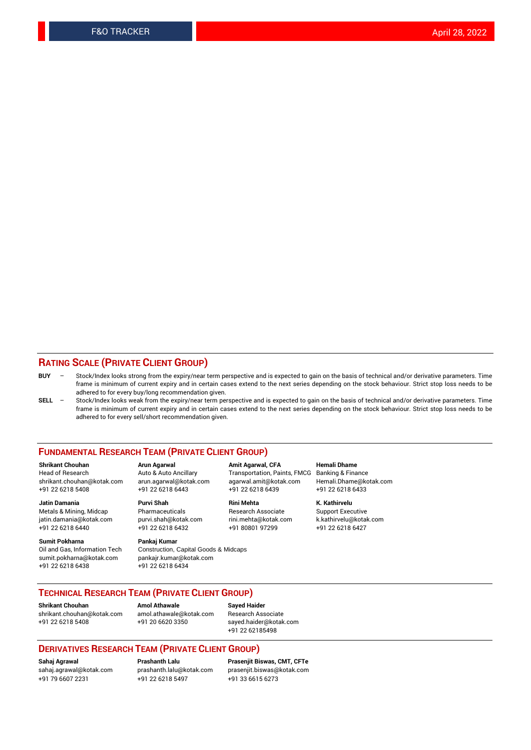## RATING SCALE (PRIVATE CLIENT GROUP)

**BUY** – Stock/Index looks strong from the expiry/near term perspective and is expected to gain on the basis of technical and/or derivative parameters. Time frame is minimum of current expiry and in certain cases extend to the next series depending on the stock behaviour. Strict stop loss needs to be adhered to for every buy/long recommendation given.

**SELL** – Stock/Index looks weak from the expiry/near term perspective and is expected to gain on the basis of technical and/or derivative parameters. Time frame is minimum of current expiry and in certain cases extend to the next series depending on the stock behaviour. Strict stop loss needs to be adhered to for every sell/short recommendation given.

## FUNDAMENTAL RESEARCH TEAM (PRIVATE CLIENT GROUP)

**Shrikant Chouhan**
Head of Research
shrikant.chouhan@kotak.com
+91 22 6218 5408

**Arun Agarwal**
Auto & Auto Ancillary
arun.agarwal@kotak.com
+91 22 6218 6443

**Amit Agarwal, CFA**
Transportation, Paints, FMCG
agarwal.amit@kotak.com
+91 22 6218 6439

**Hemali Dhame**
Banking & Finance
Hemali.Dhame@kotak.com
+91 22 6218 6433

**Jatin Damania**
Metals & Mining, Midcap
jatin.damania@kotak.com
+91 22 6218 6440

**Purvi Shah**
Pharmaceuticals
purvi.shah@kotak.com
+91 22 6218 6432

**Rini Mehta**
Research Associate
rini.mehta@kotak.com
+91 80801 97299

**K. Kathirvelu**
Support Executive
k.kathirvelu@kotak.com
+91 22 6218 6427

**Sumit Pokharna**
Oil and Gas, Information Tech
sumit.pokharna@kotak.com
+91 22 6218 6438

**Pankaj Kumar**
Construction, Capital Goods & Midcaps
pankajr.kumar@kotak.com
+91 22 6218 6434

## TECHNICAL RESEARCH TEAM (PRIVATE CLIENT GROUP)

**Shrikant Chouhan**
shrikant.chouhan@kotak.com
+91 22 6218 5408

**Amol Athawale**
amol.athawale@kotak.com
+91 20 6620 3350

**Sayed Haider**
Research Associate
sayed.haider@kotak.com
+91 22 62185498

## DERIVATIVES RESEARCH TEAM (PRIVATE CLIENT GROUP)

**Sahaj Agrawal**
sahaj.agrawal@kotak.com
+91 79 6607 2231

**Prashanth Lalu**
prashanth.lalu@kotak.com
+91 22 6218 5497

**Prasenjit Biswas, CMT, CFTe**
prasenjit.biswas@kotak.com
+91 33 6615 6273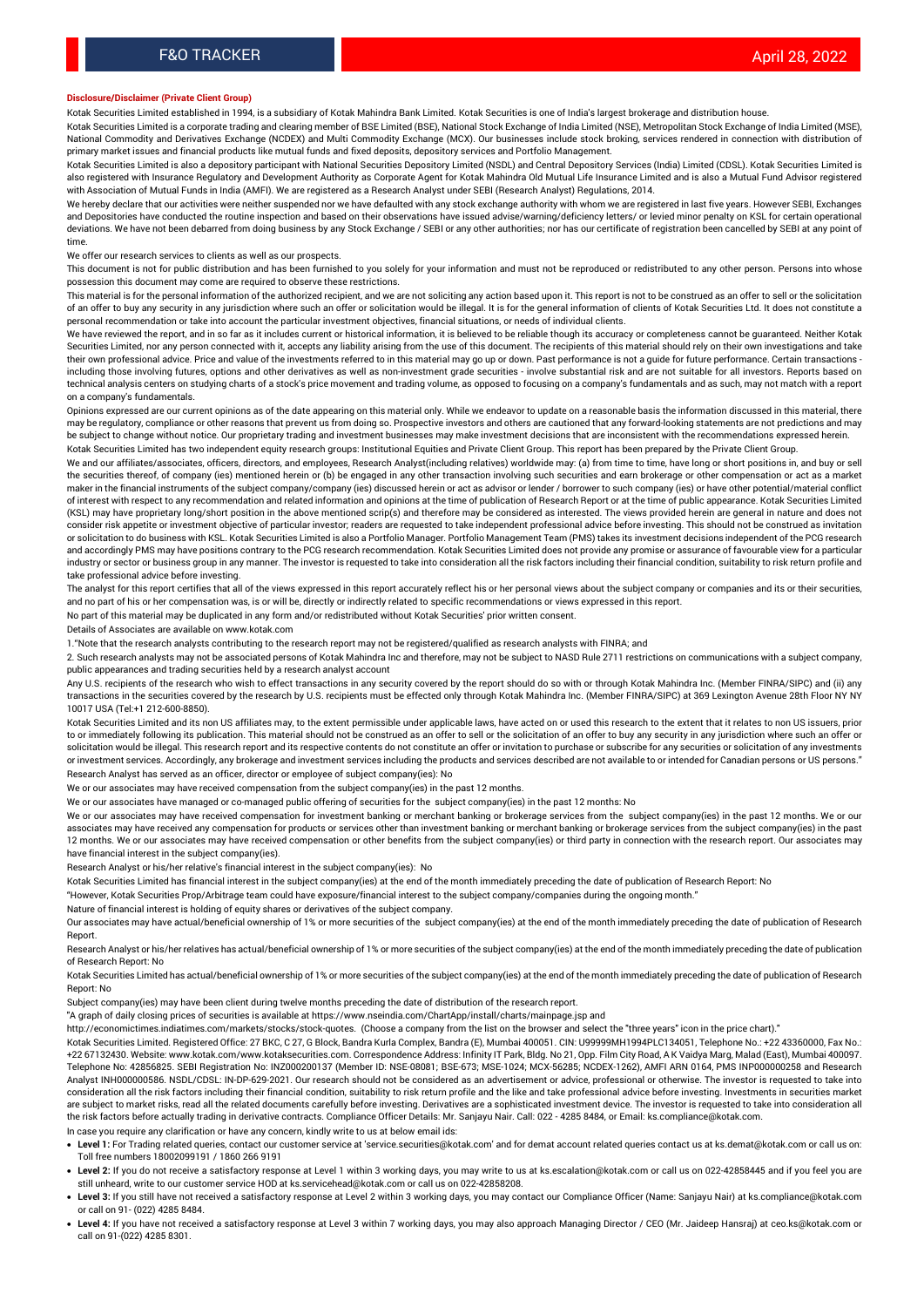#### Disclosure/Disclaimer (Private Client Group)

Kotak Securities Limited established in 1994, is a subsidiary of Kotak Mahindra Bank Limited. Kotak Securities is one of India's largest brokerage and distribution house.

Kotak Securities Limited is a corporate trading and clearing member of BSE Limited (BSE), National Stock Exchange of India Limited (NSE), Metropolitan Stock Exchange of India Limited (MSE), National Commodity and Derivatives Exchange (NCDEX) and Multi Commodity Exchange (MCX). Our businesses include stock broking, services rendered in connection with distribution of primary market issues and financial products like mutual funds and fixed deposits, depository services and Portfolio Management.

Kotak Securities Limited is also a depository participant with National Securities Depository Limited (NSDL) and Central Depository Services (India) Limited (CDSL). Kotak Securities Limited is also registered with Insurance Regulatory and Development Authority as Corporate Agent for Kotak Mahindra Old Mutual Life Insurance Limited and is also a Mutual Fund Advisor registered with Association of Mutual Funds in India (AMFI). We are registered as a Research Analyst under SEBI (Research Analyst) Regulations, 2014.

We hereby declare that our activities were neither suspended nor we have defaulted with any stock exchange authority with whom we are registered in last five years. However SEBI, Exchanges and Depositories have conducted the routine inspection and based on their observations have issued advise/warning/deficiency letters/ or levied minor penalty on KSL for certain operational deviations. We have not been debarred from doing business by any Stock Exchange / SEBI or any other authorities; nor has our certificate of registration been cancelled by SEBI at any point of time.

We offer our research services to clients as well as our prospects.

This document is not for public distribution and has been furnished to you solely for your information and must not be reproduced or redistributed to any other person. Persons into whose possession this document may come are required to observe these restrictions.

This material is for the personal information of the authorized recipient, and we are not soliciting any action based upon it. This report is not to be construed as an offer to sell or the solicitation of an offer to buy any security in any jurisdiction where such an offer or solicitation would be illegal. It is for the general information of clients of Kotak Securities Ltd. It does not constitute a personal recommendation or take into account the particular investment objectives, financial situations, or needs of individual clients.

We have reviewed the report, and in so far as it includes current or historical information, it is believed to be reliable though its accuracy or completeness cannot be guaranteed. Neither Kotak Securities Limited, nor any person connected with it, accepts any liability arising from the use of this document. The recipients of this material should rely on their own investigations and take their own professional advice. Price and value of the investments referred to in this material may go up or down. Past performance is not a guide for future performance. Certain transactions - including those involving futures, options and other derivatives as well as non-investment grade securities - involve substantial risk and are not suitable for all investors. Reports based on technical analysis centers on studying charts of a stock's price movement and trading volume, as opposed to focusing on a company's fundamentals and as such, may not match with a report on a company's fundamentals.

Opinions expressed are our current opinions as of the date appearing on this material only. While we endeavor to update on a reasonable basis the information discussed in this material, there may be regulatory, compliance or other reasons that prevent us from doing so. Prospective investors and others are cautioned that any forward-looking statements are not predictions and may be subject to change without notice. Our proprietary trading and investment businesses may make investment decisions that are inconsistent with the recommendations expressed herein.

Kotak Securities Limited has two independent equity research groups: Institutional Equities and Private Client Group. This report has been prepared by the Private Client Group.

We and our affiliates/associates, officers, directors, and employees, Research Analyst(including relatives) worldwide may: (a) from time to time, have long or short positions in, and buy or sell the securities thereof, of company (ies) mentioned herein or (b) be engaged in any other transaction involving such securities and earn brokerage or other compensation or act as a market maker in the financial instruments of the subject company/company (ies) discussed herein or act as advisor or lender / borrower to such company (ies) or have other potential/material conflict of interest with respect to any recommendation and related information and opinions at the time of publication of Research Report or at the time of public appearance. Kotak Securities Limited (KSL) may have proprietary long/short position in the above mentioned scrip(s) and therefore may be considered as interested. The views provided herein are general in nature and does not consider risk appetite or investment objective of particular investor; readers are requested to take independent professional advice before investing. This should not be construed as invitation or solicitation to do business with KSL. Kotak Securities Limited is also a Portfolio Manager. Portfolio Management Team (PMS) takes its investment decisions independent of the PCG research and accordingly PMS may have positions contrary to the PCG research recommendation. Kotak Securities Limited does not provide any promise or assurance of favourable view for a particular industry or sector or business group in any manner. The investor is requested to take into consideration all the risk factors including their financial condition, suitability to risk return profile and take professional advice before investing.

The analyst for this report certifies that all of the views expressed in this report accurately reflect his or her personal views about the subject company or companies and its or their securities, and no part of his or her compensation was, is or will be, directly or indirectly related to specific recommendations or views expressed in this report.

No part of this material may be duplicated in any form and/or redistributed without Kotak Securities' prior written consent.

Details of Associates are available on www.kotak.com

1."Note that the research analysts contributing to the research report may not be registered/qualified as research analysts with FINRA; and

2. Such research analysts may not be associated persons of Kotak Mahindra Inc and therefore, may not be subject to NASD Rule 2711 restrictions on communications with a subject company, public appearances and trading securities held by a research analyst account

Any U.S. recipients of the research who wish to effect transactions in any security covered by the report should do so with or through Kotak Mahindra Inc. (Member FINRA/SIPC) and (ii) any transactions in the securities covered by the research by U.S. recipients must be effected only through Kotak Mahindra Inc. (Member FINRA/SIPC) at 369 Lexington Avenue 28th Floor NY NY 10017 USA (Tel:+1 212-600-8850).

Kotak Securities Limited and its non US affiliates may, to the extent permissible under applicable laws, have acted on or used this research to the extent that it relates to non US issuers, prior to or immediately following its publication. This material should not be construed as an offer to sell or the solicitation of an offer to buy any security in any jurisdiction where such an offer or solicitation would be illegal. This research report and its respective contents do not constitute an offer or invitation to purchase or subscribe for any securities or solicitation of any investments or investment services. Accordingly, any brokerage and investment services including the products and services described are not available to or intended for Canadian persons or US persons."

Research Analyst has served as an officer, director or employee of subject company(ies): No

We or our associates may have received compensation from the subject company(ies) in the past 12 months.

We or our associates have managed or co-managed public offering of securities for the subject company(ies) in the past 12 months: No

We or our associates may have received compensation for investment banking or merchant banking or brokerage services from the subject company(ies) in the past 12 months. We or our associates may have received any compensation for products or services other than investment banking or merchant banking or brokerage services from the subject company(ies) in the past 12 months. We or our associates may have received compensation or other benefits from the subject company(ies) or third party in connection with the research report. Our associates may have financial interest in the subject company(ies).

Research Analyst or his/her relative's financial interest in the subject company(ies): No

Kotak Securities Limited has financial interest in the subject company(ies) at the end of the month immediately preceding the date of publication of Research Report: No

"However, Kotak Securities Prop/Arbitrage team could have exposure/financial interest to the subject company/companies during the ongoing month."

Nature of financial interest is holding of equity shares or derivatives of the subject company.

Our associates may have actual/beneficial ownership of 1% or more securities of the subject company(ies) at the end of the month immediately preceding the date of publication of Research Report.

Research Analyst or his/her relatives has actual/beneficial ownership of 1% or more securities of the subject company(ies) at the end of the month immediately preceding the date of publication of Research Report: No

Kotak Securities Limited has actual/beneficial ownership of 1% or more securities of the subject company(ies) at the end of the month immediately preceding the date of publication of Research Report: No

Subject company(ies) may have been client during twelve months preceding the date of distribution of the research report.

"A graph of daily closing prices of securities is available at https://www.nseindia.com/ChartApp/install/charts/mainpage.jsp and

http://economictimes.indiatimes.com/markets/stocks/stock-quotes. (Choose a company from the list on the browser and select the "three years" icon in the price chart)."

Kotak Securities Limited. Registered Office: 27 BKC, C 27, G Block, Bandra Kurla Complex, Bandra (E), Mumbai 400051. CIN: U99999MH1994PLC134051, Telephone No.: +22 43360000, Fax No.: +22 67132430. Website: www.kotak.com/www.kotaksecurities.com. Correspondence Address: Infinity IT Park, Bldg. No 21, Opp. Film City Road, A K Vaidya Marg, Malad (East), Mumbai 400097. Telephone No: 42856825. SEBI Registration No: INZ000200137 (Member ID: NSE-08081; BSE-673; MSE-1024; MCX-56285; NCDEX-1262), AMFI ARN 0164, PMS INP000000258 and Research Analyst INH000000586. NSDL/CDSL: IN-DP-629-2021. Our research should not be considered as an advertisement or advice, professional or otherwise. The investor is requested to take into consideration all the risk factors including their financial condition, suitability to risk return profile and the like and take professional advice before investing. Investments in securities market are subject to market risks, read all the related documents carefully before investing. Derivatives are a sophisticated investment device. The investor is requested to take into consideration all the risk factors before actually trading in derivative contracts. Compliance Officer Details: Mr. Sanjayu Nair. Call: 022 - 4285 8484, or Email: ks.compliance@kotak.com.

In case you require any clarification or have any concern, kindly write to us at below email ids:

- **Level 1:** For Trading related queries, contact our customer service at 'service.securities@kotak.com' and for demat account related queries contact us at ks.demat@kotak.com or call us on: Toll free numbers 18002099191 / 1860 266 9191
- **Level 2:** If you do not receive a satisfactory response at Level 1 within 3 working days, you may write to us at ks.escalation@kotak.com or call us on 022-42858445 and if you feel you are still unheard, write to our customer service HOD at ks.servicehead@kotak.com or call us on 022-42858208.
- **Level 3:** If you still have not received a satisfactory response at Level 2 within 3 working days, you may contact our Compliance Officer (Name: Sanjayu Nair) at ks.compliance@kotak.com or call on 91- (022) 4285 8484.
- **Level 4:** If you have not received a satisfactory response at Level 3 within 7 working days, you may also approach Managing Director / CEO (Mr. Jaideep Hansraj) at ceo.ks@kotak.com or call on 91-(022) 4285 8301.